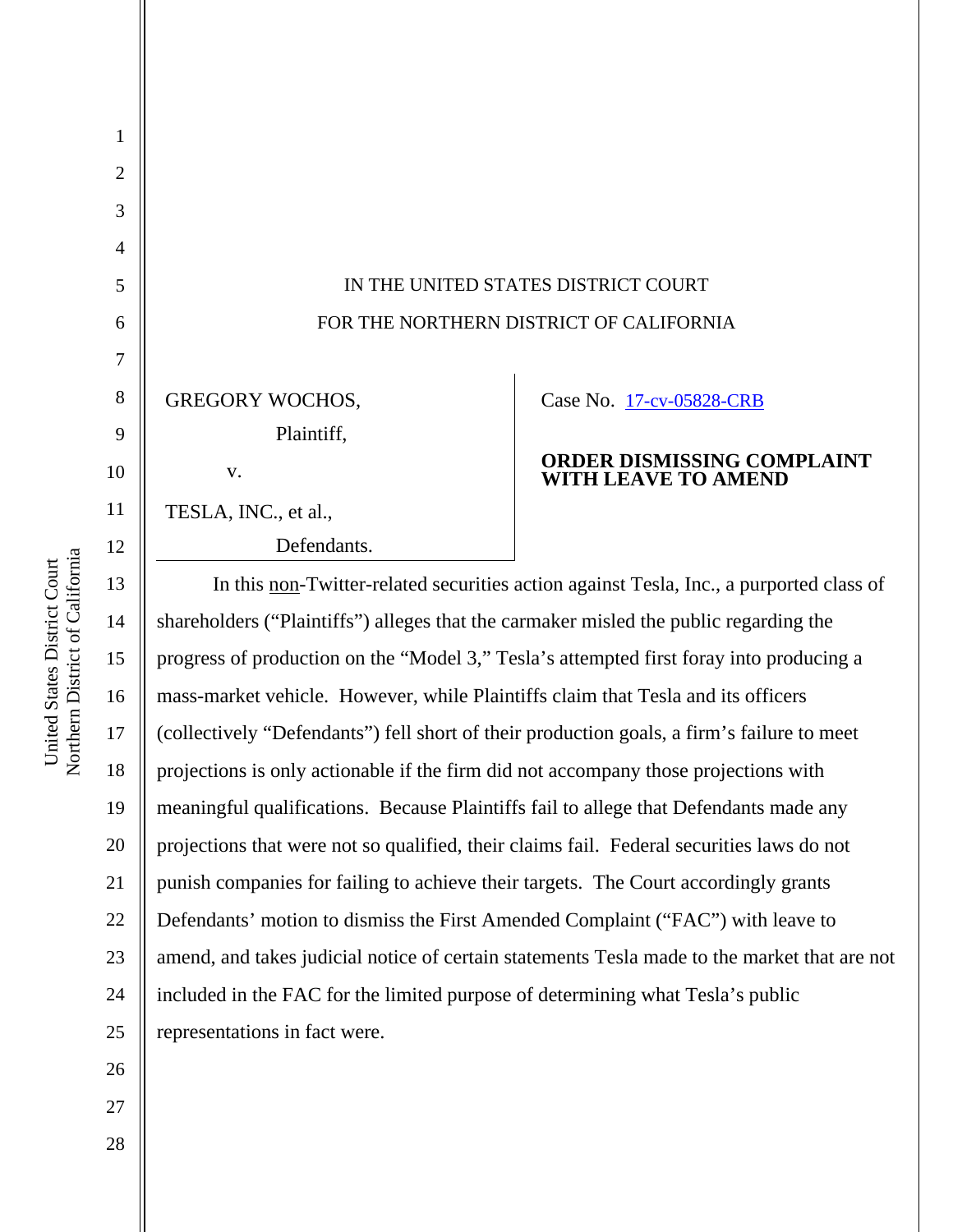IN THE UNITED STATES DISTRICT COURT

FOR THE NORTHERN DISTRICT OF CALIFORNIA

GREGORY WOCHOS,

Plaintiff,

v.

TESLA, INC., et al.,

Defendants.

Case No. 17-cv-05828-CRB

**ORDER DISMISSING COMPLAINT WITH LEAVE TO AMEND**

In this non-Twitter-related securities action against Tesla, Inc., a purported class of shareholders ("Plaintiffs") alleges that the carmaker misled the public regarding the progress of production on the "Model 3," Tesla's attempted first foray into producing a mass-market vehicle. However, while Plaintiffs claim that Tesla and its officers (collectively "Defendants") fell short of their production goals, a firm's failure to meet projections is only actionable if the firm did not accompany those projections with meaningful qualifications. Because Plaintiffs fail to allege that Defendants made any projections that were not so qualified, their claims fail. Federal securities laws do not punish companies for failing to achieve their targets. The Court accordingly grants Defendants' motion to dismiss the First Amended Complaint ("FAC") with leave to amend, and takes judicial notice of certain statements Tesla made to the market that are not included in the FAC for the limited purpose of determining what Tesla's public representations in fact were.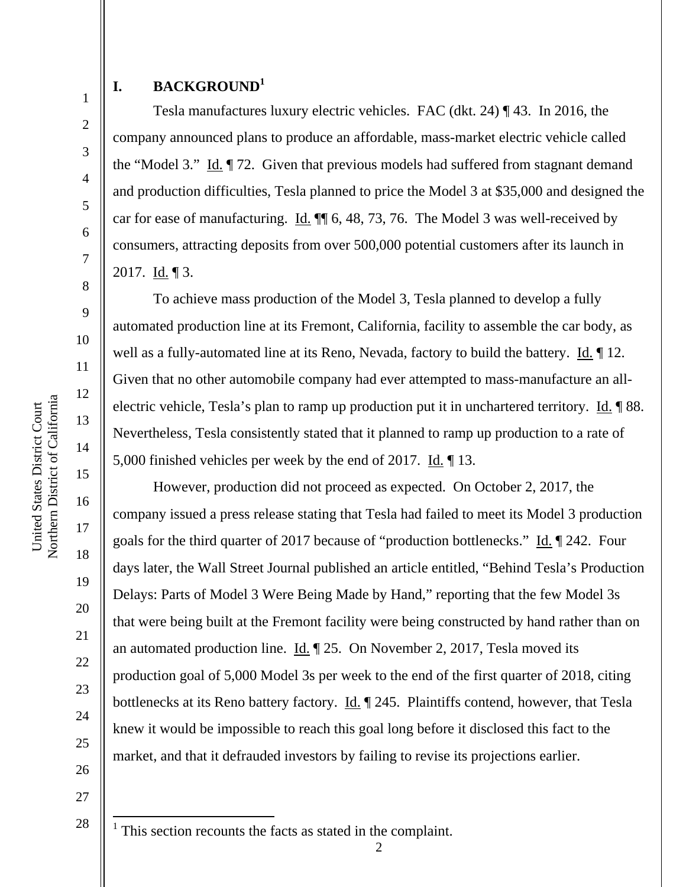## I. BACKGROUND[1]

Tesla manufactures luxury electric vehicles. FAC (dkt. 24) ¶ 43. In 2016, the company announced plans to produce an affordable, mass-market electric vehicle called the "Model 3." Id. ¶ 72. Given that previous models had suffered from stagnant demand and production difficulties, Tesla planned to price the Model 3 at $35,000 and designed the car for ease of manufacturing. Id. ¶¶ 6, 48, 73, 76. The Model 3 was well-received by consumers, attracting deposits from over 500,000 potential customers after its launch in 2017. Id. ¶ 3.

To achieve mass production of the Model 3, Tesla planned to develop a fully automated production line at its Fremont, California, facility to assemble the car body, as well as a fully-automated line at its Reno, Nevada, factory to build the battery. Id. ¶ 12. Given that no other automobile company had ever attempted to mass-manufacture an all-electric vehicle, Tesla's plan to ramp up production put it in unchartered territory. Id. ¶ 88. Nevertheless, Tesla consistently stated that it planned to ramp up production to a rate of 5,000 finished vehicles per week by the end of 2017. Id. ¶ 13.

However, production did not proceed as expected. On October 2, 2017, the company issued a press release stating that Tesla had failed to meet its Model 3 production goals for the third quarter of 2017 because of "production bottlenecks." Id. ¶ 242. Four days later, the Wall Street Journal published an article entitled, "Behind Tesla's Production Delays: Parts of Model 3 Were Being Made by Hand," reporting that the few Model 3s that were being built at the Fremont facility were being constructed by hand rather than on an automated production line. Id. ¶ 25. On November 2, 2017, Tesla moved its production goal of 5,000 Model 3s per week to the end of the first quarter of 2018, citing bottlenecks at its Reno battery factory. Id. ¶ 245. Plaintiffs contend, however, that Tesla knew it would be impossible to reach this goal long before it disclosed this fact to the market, and that it defrauded investors by failing to revise its projections earlier.

[1] This section recounts the facts as stated in the complaint.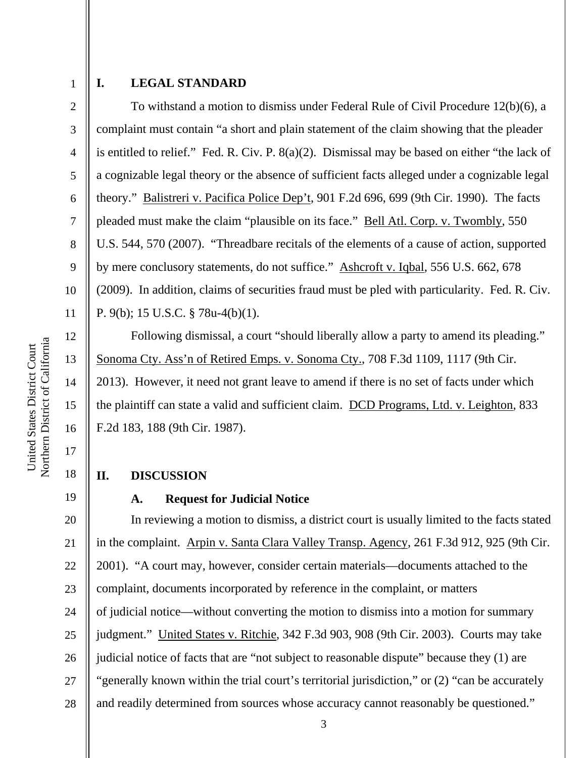## I. LEGAL STANDARD

To withstand a motion to dismiss under Federal Rule of Civil Procedure 12(b)(6), a complaint must contain "a short and plain statement of the claim showing that the pleader is entitled to relief." Fed. R. Civ. P. 8(a)(2). Dismissal may be based on either "the lack of a cognizable legal theory or the absence of sufficient facts alleged under a cognizable legal theory." Balistreri v. Pacifica Police Dep't, 901 F.2d 696, 699 (9th Cir. 1990). The facts pleaded must make the claim "plausible on its face." Bell Atl. Corp. v. Twombly, 550 U.S. 544, 570 (2007). "Threadbare recitals of the elements of a cause of action, supported by mere conclusory statements, do not suffice." Ashcroft v. Iqbal, 556 U.S. 662, 678 (2009). In addition, claims of securities fraud must be pled with particularity. Fed. R. Civ. P. 9(b); 15 U.S.C. § 78u-4(b)(1).

Following dismissal, a court "should liberally allow a party to amend its pleading." Sonoma Cty. Ass'n of Retired Emps. v. Sonoma Cty., 708 F.3d 1109, 1117 (9th Cir. 2013). However, it need not grant leave to amend if there is no set of facts under which the plaintiff can state a valid and sufficient claim. DCD Programs, Ltd. v. Leighton, 833 F.2d 183, 188 (9th Cir. 1987).

## II. DISCUSSION

### A. Request for Judicial Notice

In reviewing a motion to dismiss, a district court is usually limited to the facts stated in the complaint. Arpin v. Santa Clara Valley Transp. Agency, 261 F.3d 912, 925 (9th Cir. 2001). "A court may, however, consider certain materials—documents attached to the complaint, documents incorporated by reference in the complaint, or matters of judicial notice—without converting the motion to dismiss into a motion for summary judgment." United States v. Ritchie, 342 F.3d 903, 908 (9th Cir. 2003). Courts may take judicial notice of facts that are "not subject to reasonable dispute" because they (1) are "generally known within the trial court's territorial jurisdiction," or (2) "can be accurately and readily determined from sources whose accuracy cannot reasonably be questioned."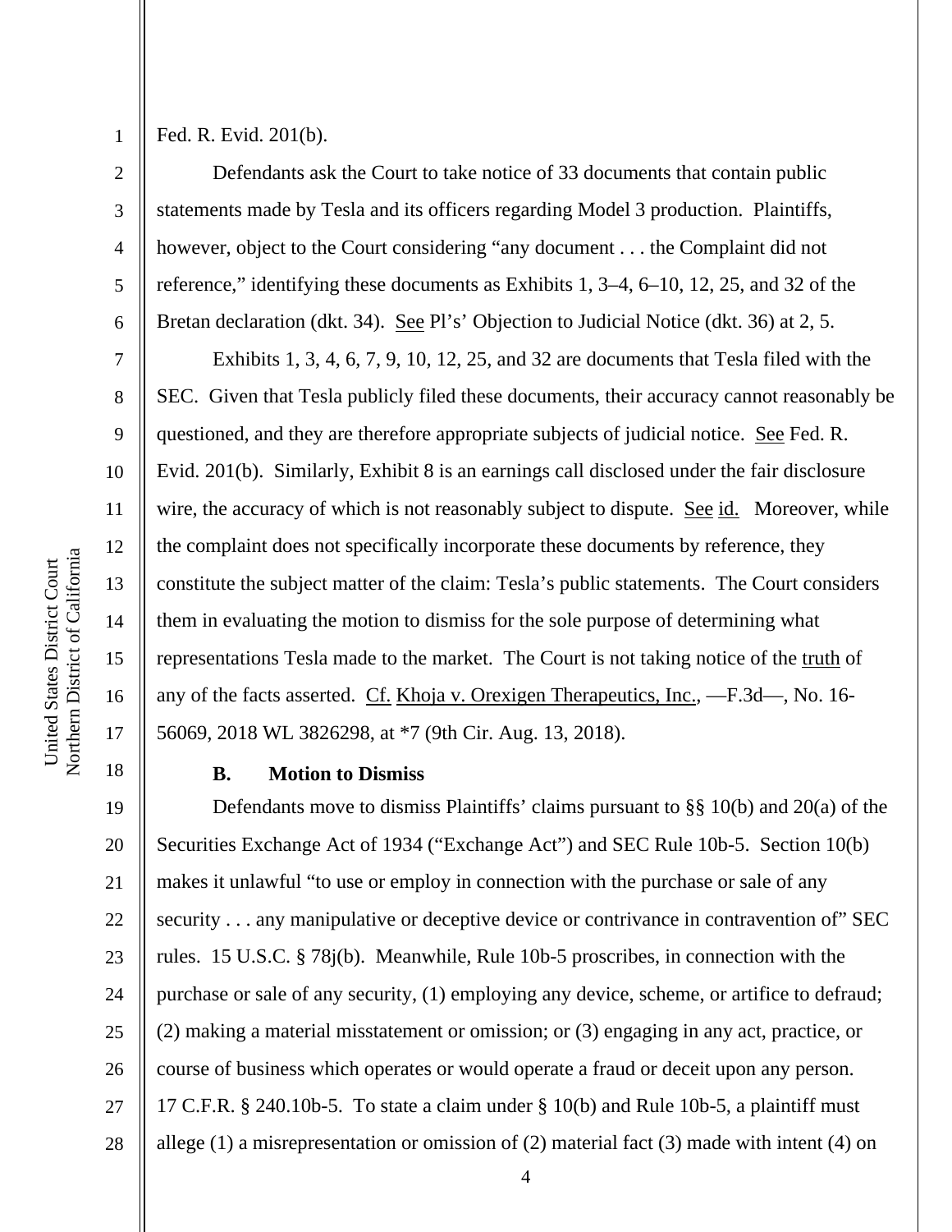Fed. R. Evid. 201(b).

Defendants ask the Court to take notice of 33 documents that contain public statements made by Tesla and its officers regarding Model 3 production. Plaintiffs, however, object to the Court considering "any document . . . the Complaint did not reference," identifying these documents as Exhibits 1, 3–4, 6–10, 12, 25, and 32 of the Bretan declaration (dkt. 34). See Pl's' Objection to Judicial Notice (dkt. 36) at 2, 5.

Exhibits 1, 3, 4, 6, 7, 9, 10, 12, 25, and 32 are documents that Tesla filed with the SEC. Given that Tesla publicly filed these documents, their accuracy cannot reasonably be questioned, and they are therefore appropriate subjects of judicial notice. See Fed. R. Evid. 201(b). Similarly, Exhibit 8 is an earnings call disclosed under the fair disclosure wire, the accuracy of which is not reasonably subject to dispute. See id. Moreover, while the complaint does not specifically incorporate these documents by reference, they constitute the subject matter of the claim: Tesla's public statements. The Court considers them in evaluating the motion to dismiss for the sole purpose of determining what representations Tesla made to the market. The Court is not taking notice of the truth of any of the facts asserted. Cf. Khoja v. Orexigen Therapeutics, Inc., —F.3d—, No. 16-56069, 2018 WL 3826298, at *7 (9th Cir. Aug. 13, 2018).

### B. Motion to Dismiss

Defendants move to dismiss Plaintiffs' claims pursuant to §§ 10(b) and 20(a) of the Securities Exchange Act of 1934 ("Exchange Act") and SEC Rule 10b-5. Section 10(b) makes it unlawful "to use or employ in connection with the purchase or sale of any security . . . any manipulative or deceptive device or contrivance in contravention of" SEC rules. 15 U.S.C. § 78j(b). Meanwhile, Rule 10b-5 proscribes, in connection with the purchase or sale of any security, (1) employing any device, scheme, or artifice to defraud; (2) making a material misstatement or omission; or (3) engaging in any act, practice, or course of business which operates or would operate a fraud or deceit upon any person. 17 C.F.R. § 240.10b-5. To state a claim under § 10(b) and Rule 10b-5, a plaintiff must allege (1) a misrepresentation or omission of (2) material fact (3) made with intent (4) on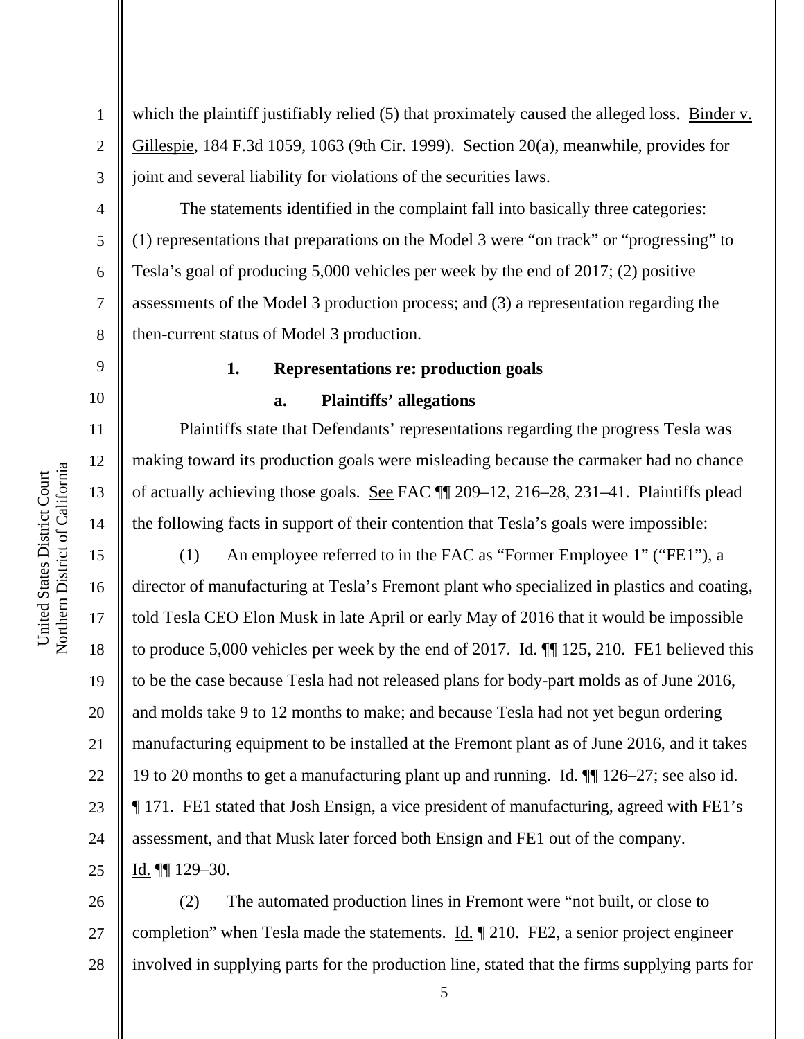which the plaintiff justifiably relied (5) that proximately caused the alleged loss. Binder v. Gillespie, 184 F.3d 1059, 1063 (9th Cir. 1999). Section 20(a), meanwhile, provides for joint and several liability for violations of the securities laws.

The statements identified in the complaint fall into basically three categories: (1) representations that preparations on the Model 3 were "on track" or "progressing" to Tesla's goal of producing 5,000 vehicles per week by the end of 2017; (2) positive assessments of the Model 3 production process; and (3) a representation regarding the then-current status of Model 3 production.

**1. Representations re: production goals**

**a. Plaintiffs' allegations**

Plaintiffs state that Defendants' representations regarding the progress Tesla was making toward its production goals were misleading because the carmaker had no chance of actually achieving those goals. See FAC ¶¶ 209–12, 216–28, 231–41. Plaintiffs plead the following facts in support of their contention that Tesla's goals were impossible:

(1) An employee referred to in the FAC as "Former Employee 1" ("FE1"), a director of manufacturing at Tesla's Fremont plant who specialized in plastics and coating, told Tesla CEO Elon Musk in late April or early May of 2016 that it would be impossible to produce 5,000 vehicles per week by the end of 2017. Id. ¶¶ 125, 210. FE1 believed this to be the case because Tesla had not released plans for body-part molds as of June 2016, and molds take 9 to 12 months to make; and because Tesla had not yet begun ordering manufacturing equipment to be installed at the Fremont plant as of June 2016, and it takes 19 to 20 months to get a manufacturing plant up and running. Id. ¶¶ 126–27; see also id. ¶ 171. FE1 stated that Josh Ensign, a vice president of manufacturing, agreed with FE1's assessment, and that Musk later forced both Ensign and FE1 out of the company. Id. ¶¶ 129–30.

(2) The automated production lines in Fremont were "not built, or close to completion" when Tesla made the statements. Id. ¶ 210. FE2, a senior project engineer involved in supplying parts for the production line, stated that the firms supplying parts for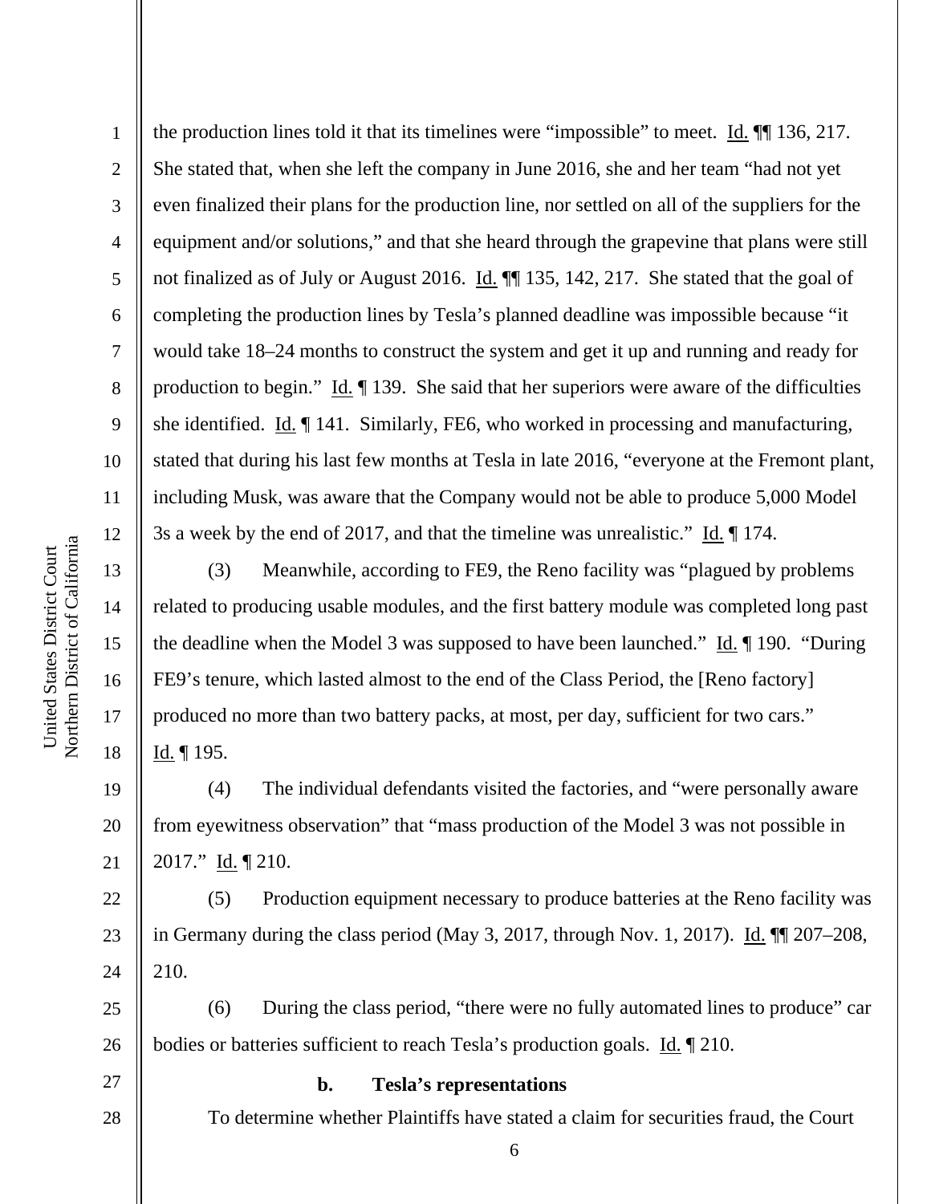the production lines told it that its timelines were "impossible" to meet. Id. ¶¶ 136, 217. She stated that, when she left the company in June 2016, she and her team "had not yet even finalized their plans for the production line, nor settled on all of the suppliers for the equipment and/or solutions," and that she heard through the grapevine that plans were still not finalized as of July or August 2016. Id. ¶¶ 135, 142, 217. She stated that the goal of completing the production lines by Tesla's planned deadline was impossible because "it would take 18–24 months to construct the system and get it up and running and ready for production to begin." Id. ¶ 139. She said that her superiors were aware of the difficulties she identified. Id. ¶ 141. Similarly, FE6, who worked in processing and manufacturing, stated that during his last few months at Tesla in late 2016, "everyone at the Fremont plant, including Musk, was aware that the Company would not be able to produce 5,000 Model 3s a week by the end of 2017, and that the timeline was unrealistic." Id. ¶ 174.

(3) Meanwhile, according to FE9, the Reno facility was "plagued by problems related to producing usable modules, and the first battery module was completed long past the deadline when the Model 3 was supposed to have been launched." Id. ¶ 190. "During FE9's tenure, which lasted almost to the end of the Class Period, the [Reno factory] produced no more than two battery packs, at most, per day, sufficient for two cars." Id. ¶ 195.

(4) The individual defendants visited the factories, and "were personally aware from eyewitness observation" that "mass production of the Model 3 was not possible in 2017." Id. ¶ 210.

(5) Production equipment necessary to produce batteries at the Reno facility was in Germany during the class period (May 3, 2017, through Nov. 1, 2017). Id. ¶¶ 207–208, 210.

(6) During the class period, "there were no fully automated lines to produce" car bodies or batteries sufficient to reach Tesla's production goals. Id. ¶ 210.

**b. Tesla's representations**

To determine whether Plaintiffs have stated a claim for securities fraud, the Court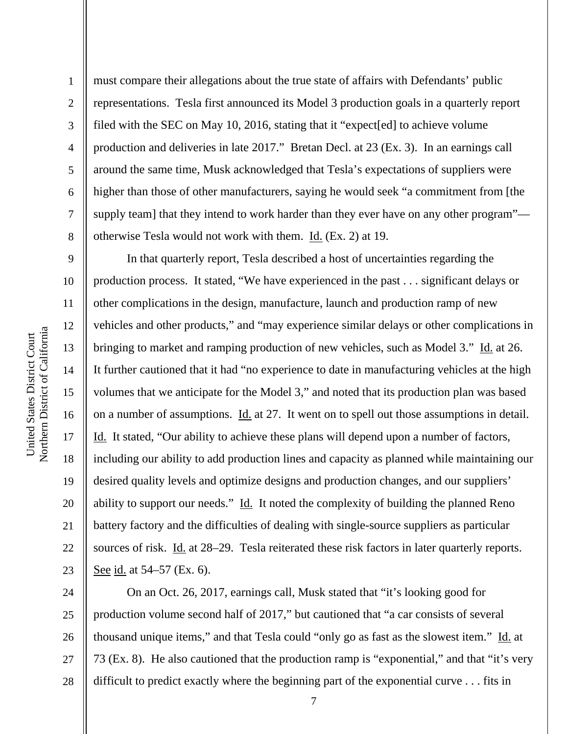must compare their allegations about the true state of affairs with Defendants' public representations. Tesla first announced its Model 3 production goals in a quarterly report filed with the SEC on May 10, 2016, stating that it "expect[ed] to achieve volume production and deliveries in late 2017." Bretan Decl. at 23 (Ex. 3). In an earnings call around the same time, Musk acknowledged that Tesla's expectations of suppliers were higher than those of other manufacturers, saying he would seek "a commitment from [the supply team] that they intend to work harder than they ever have on any other program"—otherwise Tesla would not work with them. Id. (Ex. 2) at 19.

In that quarterly report, Tesla described a host of uncertainties regarding the production process. It stated, "We have experienced in the past . . . significant delays or other complications in the design, manufacture, launch and production ramp of new vehicles and other products," and "may experience similar delays or other complications in bringing to market and ramping production of new vehicles, such as Model 3." Id. at 26. It further cautioned that it had "no experience to date in manufacturing vehicles at the high volumes that we anticipate for the Model 3," and noted that its production plan was based on a number of assumptions. Id. at 27. It went on to spell out those assumptions in detail. Id. It stated, "Our ability to achieve these plans will depend upon a number of factors, including our ability to add production lines and capacity as planned while maintaining our desired quality levels and optimize designs and production changes, and our suppliers' ability to support our needs." Id. It noted the complexity of building the planned Reno battery factory and the difficulties of dealing with single-source suppliers as particular sources of risk. Id. at 28–29. Tesla reiterated these risk factors in later quarterly reports. See id. at 54–57 (Ex. 6).

On an Oct. 26, 2017, earnings call, Musk stated that "it's looking good for production volume second half of 2017," but cautioned that "a car consists of several thousand unique items," and that Tesla could "only go as fast as the slowest item." Id. at 73 (Ex. 8). He also cautioned that the production ramp is "exponential," and that "it's very difficult to predict exactly where the beginning part of the exponential curve . . . fits in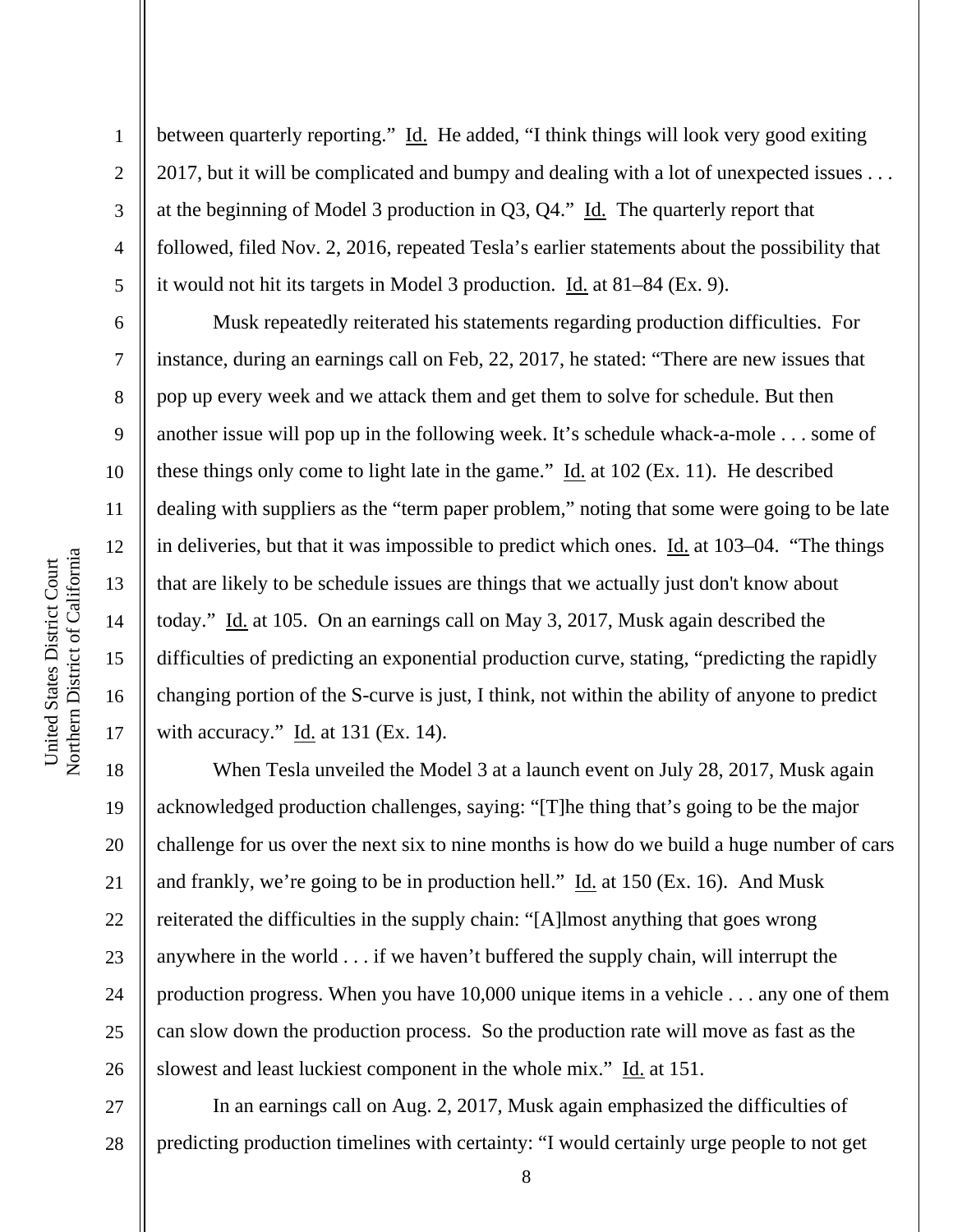between quarterly reporting." Id. He added, "I think things will look very good exiting 2017, but it will be complicated and bumpy and dealing with a lot of unexpected issues . . . at the beginning of Model 3 production in Q3, Q4." Id. The quarterly report that followed, filed Nov. 2, 2016, repeated Tesla's earlier statements about the possibility that it would not hit its targets in Model 3 production. Id. at 81–84 (Ex. 9).

Musk repeatedly reiterated his statements regarding production difficulties. For instance, during an earnings call on Feb, 22, 2017, he stated: "There are new issues that pop up every week and we attack them and get them to solve for schedule. But then another issue will pop up in the following week. It's schedule whack-a-mole . . . some of these things only come to light late in the game." Id. at 102 (Ex. 11). He described dealing with suppliers as the "term paper problem," noting that some were going to be late in deliveries, but that it was impossible to predict which ones. Id. at 103–04. "The things that are likely to be schedule issues are things that we actually just don't know about today." Id. at 105. On an earnings call on May 3, 2017, Musk again described the difficulties of predicting an exponential production curve, stating, "predicting the rapidly changing portion of the S-curve is just, I think, not within the ability of anyone to predict with accuracy." Id. at 131 (Ex. 14).

When Tesla unveiled the Model 3 at a launch event on July 28, 2017, Musk again acknowledged production challenges, saying: "[T]he thing that's going to be the major challenge for us over the next six to nine months is how do we build a huge number of cars and frankly, we're going to be in production hell." Id. at 150 (Ex. 16). And Musk reiterated the difficulties in the supply chain: "[A]lmost anything that goes wrong anywhere in the world . . . if we haven't buffered the supply chain, will interrupt the production progress. When you have 10,000 unique items in a vehicle . . . any one of them can slow down the production process. So the production rate will move as fast as the slowest and least luckiest component in the whole mix." Id. at 151.

In an earnings call on Aug. 2, 2017, Musk again emphasized the difficulties of predicting production timelines with certainty: "I would certainly urge people to not get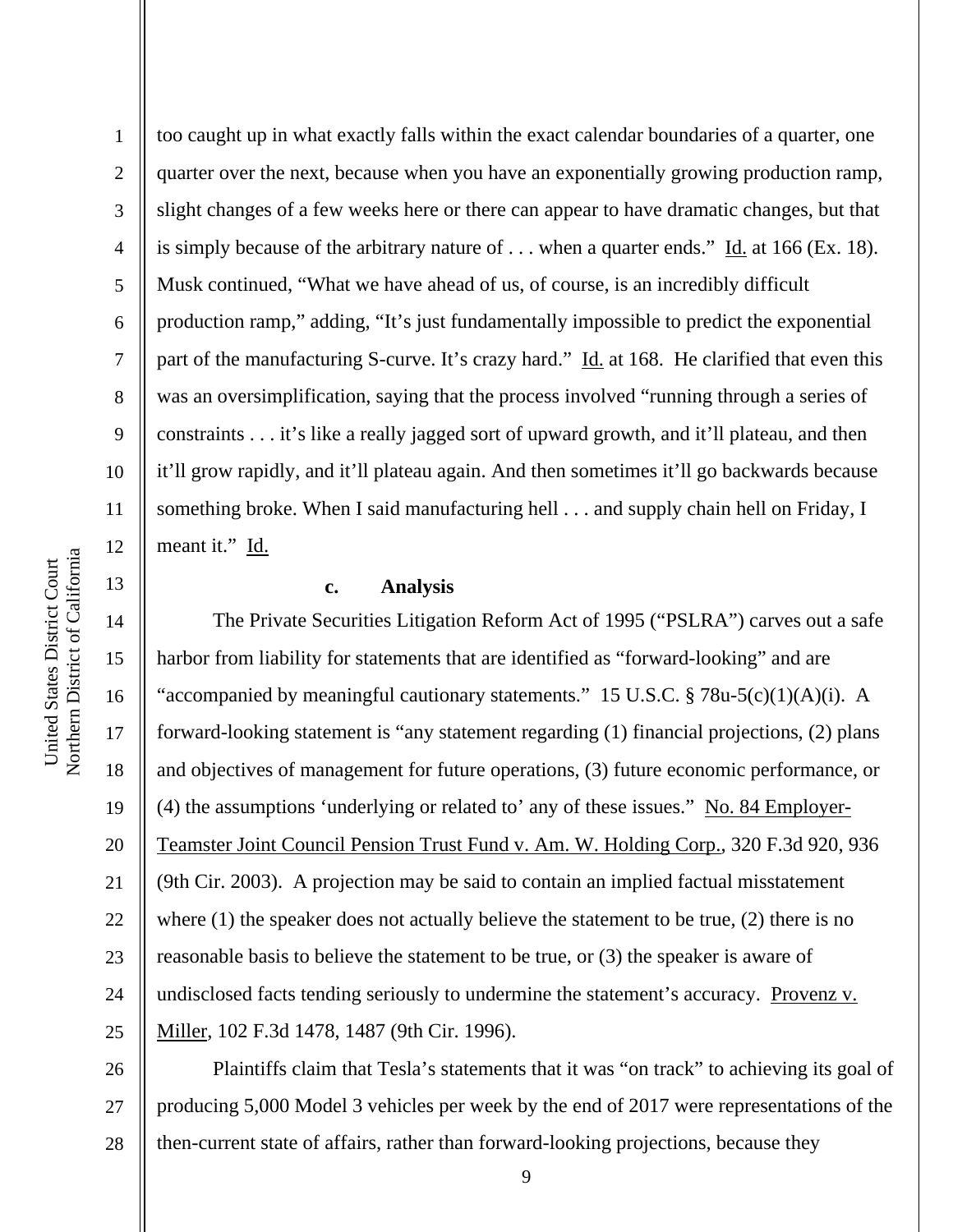too caught up in what exactly falls within the exact calendar boundaries of a quarter, one quarter over the next, because when you have an exponentially growing production ramp, slight changes of a few weeks here or there can appear to have dramatic changes, but that is simply because of the arbitrary nature of . . . when a quarter ends." Id. at 166 (Ex. 18). Musk continued, "What we have ahead of us, of course, is an incredibly difficult production ramp," adding, "It's just fundamentally impossible to predict the exponential part of the manufacturing S-curve. It's crazy hard." Id. at 168. He clarified that even this was an oversimplification, saying that the process involved "running through a series of constraints . . . it's like a really jagged sort of upward growth, and it'll plateau, and then it'll grow rapidly, and it'll plateau again. And then sometimes it'll go backwards because something broke. When I said manufacturing hell . . . and supply chain hell on Friday, I meant it." Id.

#### c. Analysis

The Private Securities Litigation Reform Act of 1995 ("PSLRA") carves out a safe harbor from liability for statements that are identified as "forward-looking" and are "accompanied by meaningful cautionary statements." 15 U.S.C. § 78u-5(c)(1)(A)(i). A forward-looking statement is "any statement regarding (1) financial projections, (2) plans and objectives of management for future operations, (3) future economic performance, or (4) the assumptions 'underlying or related to' any of these issues." No. 84 Employer-Teamster Joint Council Pension Trust Fund v. Am. W. Holding Corp., 320 F.3d 920, 936 (9th Cir. 2003). A projection may be said to contain an implied factual misstatement where (1) the speaker does not actually believe the statement to be true, (2) there is no reasonable basis to believe the statement to be true, or (3) the speaker is aware of undisclosed facts tending seriously to undermine the statement's accuracy. Provenz v. Miller, 102 F.3d 1478, 1487 (9th Cir. 1996).

Plaintiffs claim that Tesla's statements that it was "on track" to achieving its goal of producing 5,000 Model 3 vehicles per week by the end of 2017 were representations of the then-current state of affairs, rather than forward-looking projections, because they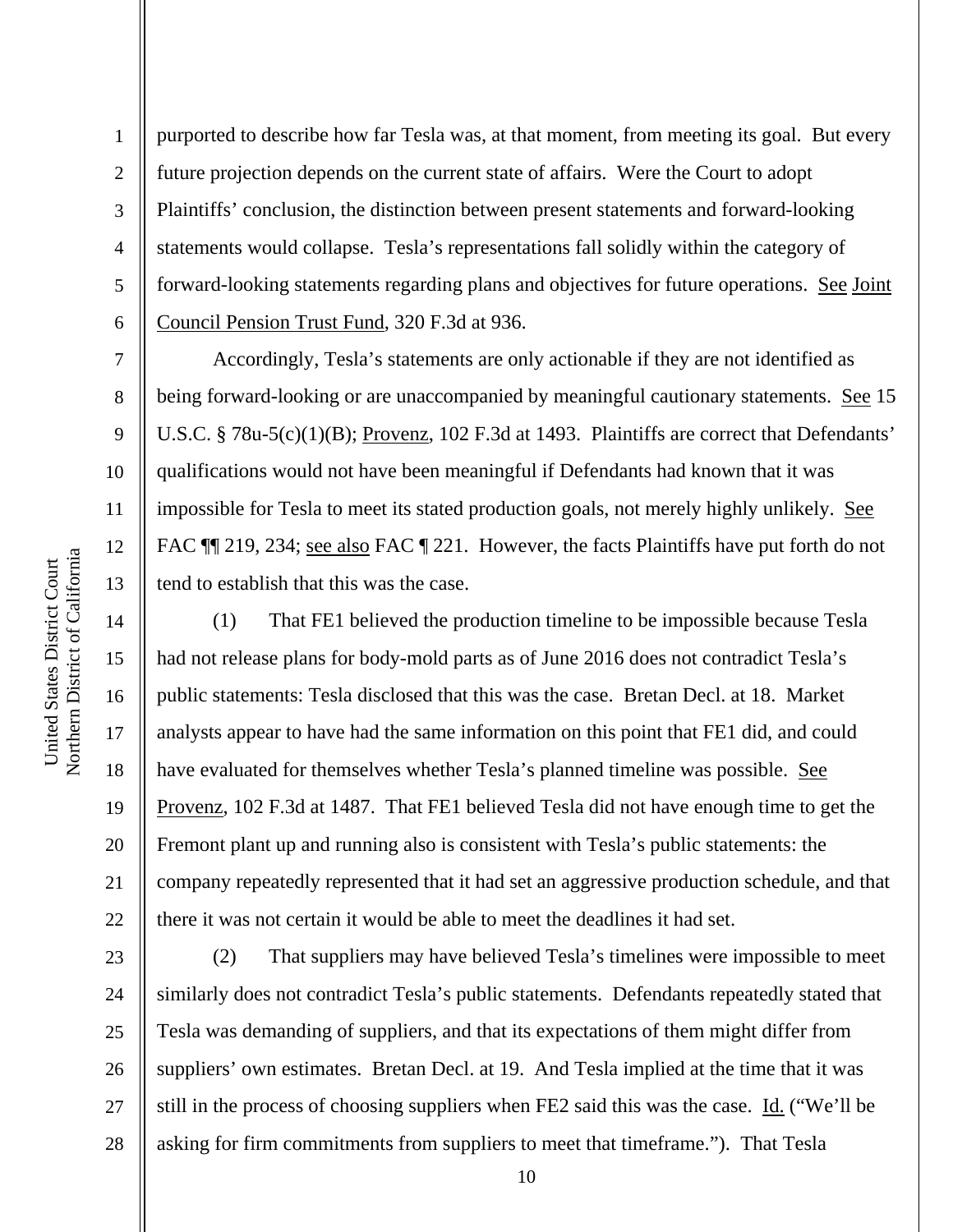purported to describe how far Tesla was, at that moment, from meeting its goal. But every future projection depends on the current state of affairs. Were the Court to adopt Plaintiffs' conclusion, the distinction between present statements and forward-looking statements would collapse. Tesla's representations fall solidly within the category of forward-looking statements regarding plans and objectives for future operations. See Joint Council Pension Trust Fund, 320 F.3d at 936.

Accordingly, Tesla's statements are only actionable if they are not identified as being forward-looking or are unaccompanied by meaningful cautionary statements. See 15 U.S.C. § 78u-5(c)(1)(B); Provenz, 102 F.3d at 1493. Plaintiffs are correct that Defendants' qualifications would not have been meaningful if Defendants had known that it was impossible for Tesla to meet its stated production goals, not merely highly unlikely. See FAC ¶¶ 219, 234; see also FAC ¶ 221. However, the facts Plaintiffs have put forth do not tend to establish that this was the case.

(1) That FE1 believed the production timeline to be impossible because Tesla had not release plans for body-mold parts as of June 2016 does not contradict Tesla's public statements: Tesla disclosed that this was the case. Bretan Decl. at 18. Market analysts appear to have had the same information on this point that FE1 did, and could have evaluated for themselves whether Tesla's planned timeline was possible. See Provenz, 102 F.3d at 1487. That FE1 believed Tesla did not have enough time to get the Fremont plant up and running also is consistent with Tesla's public statements: the company repeatedly represented that it had set an aggressive production schedule, and that there it was not certain it would be able to meet the deadlines it had set.

(2) That suppliers may have believed Tesla's timelines were impossible to meet similarly does not contradict Tesla's public statements. Defendants repeatedly stated that Tesla was demanding of suppliers, and that its expectations of them might differ from suppliers' own estimates. Bretan Decl. at 19. And Tesla implied at the time that it was still in the process of choosing suppliers when FE2 said this was the case. Id. ("We'll be asking for firm commitments from suppliers to meet that timeframe."). That Tesla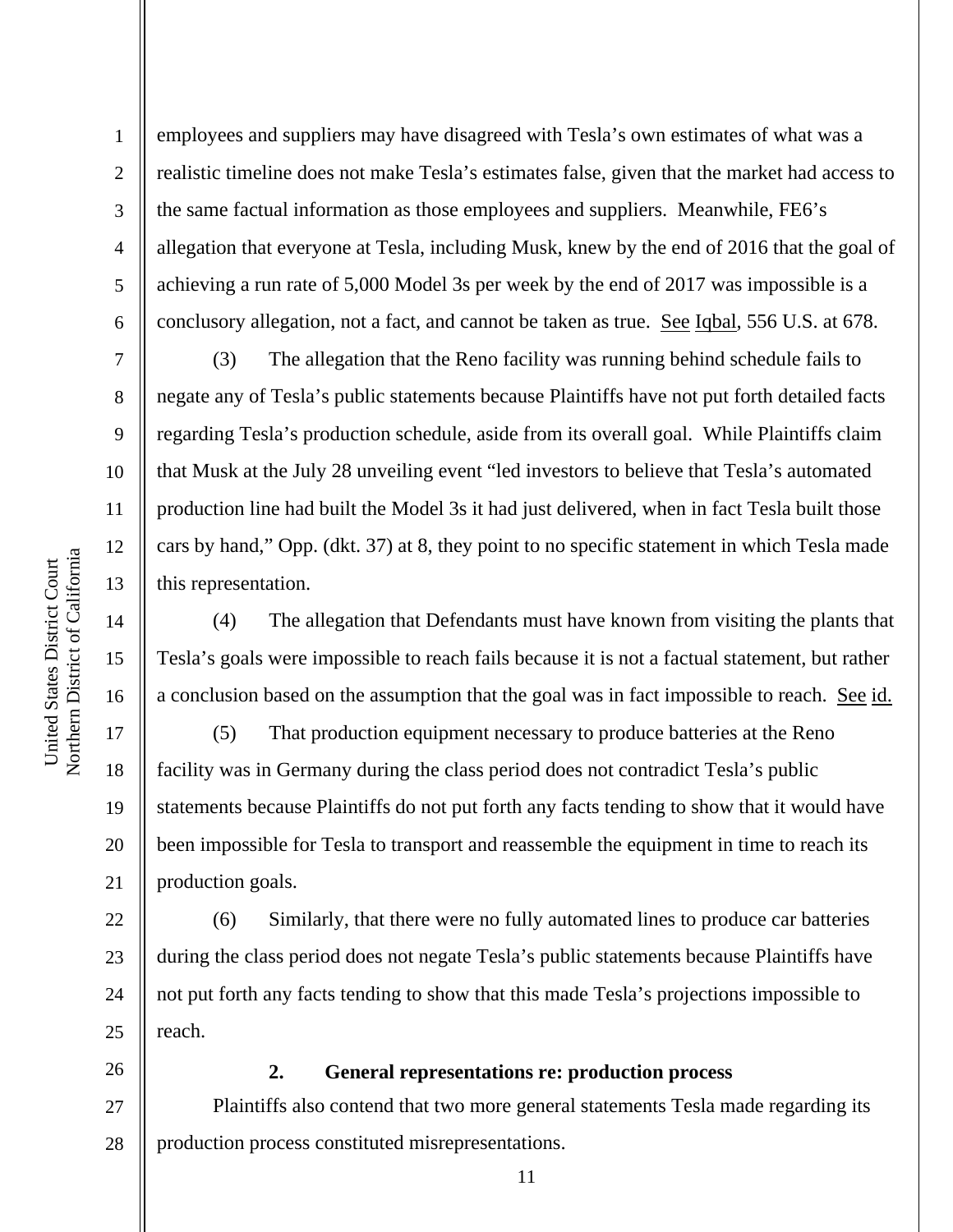employees and suppliers may have disagreed with Tesla's own estimates of what was a realistic timeline does not make Tesla's estimates false, given that the market had access to the same factual information as those employees and suppliers. Meanwhile, FE6's allegation that everyone at Tesla, including Musk, knew by the end of 2016 that the goal of achieving a run rate of 5,000 Model 3s per week by the end of 2017 was impossible is a conclusory allegation, not a fact, and cannot be taken as true. See Iqbal, 556 U.S. at 678.

(3) The allegation that the Reno facility was running behind schedule fails to negate any of Tesla's public statements because Plaintiffs have not put forth detailed facts regarding Tesla's production schedule, aside from its overall goal. While Plaintiffs claim that Musk at the July 28 unveiling event "led investors to believe that Tesla's automated production line had built the Model 3s it had just delivered, when in fact Tesla built those cars by hand," Opp. (dkt. 37) at 8, they point to no specific statement in which Tesla made this representation.

(4) The allegation that Defendants must have known from visiting the plants that Tesla's goals were impossible to reach fails because it is not a factual statement, but rather a conclusion based on the assumption that the goal was in fact impossible to reach. See id.

(5) That production equipment necessary to produce batteries at the Reno facility was in Germany during the class period does not contradict Tesla's public statements because Plaintiffs do not put forth any facts tending to show that it would have been impossible for Tesla to transport and reassemble the equipment in time to reach its production goals.

(6) Similarly, that there were no fully automated lines to produce car batteries during the class period does not negate Tesla's public statements because Plaintiffs have not put forth any facts tending to show that this made Tesla's projections impossible to reach.

### 2. General representations re: production process

Plaintiffs also contend that two more general statements Tesla made regarding its production process constituted misrepresentations.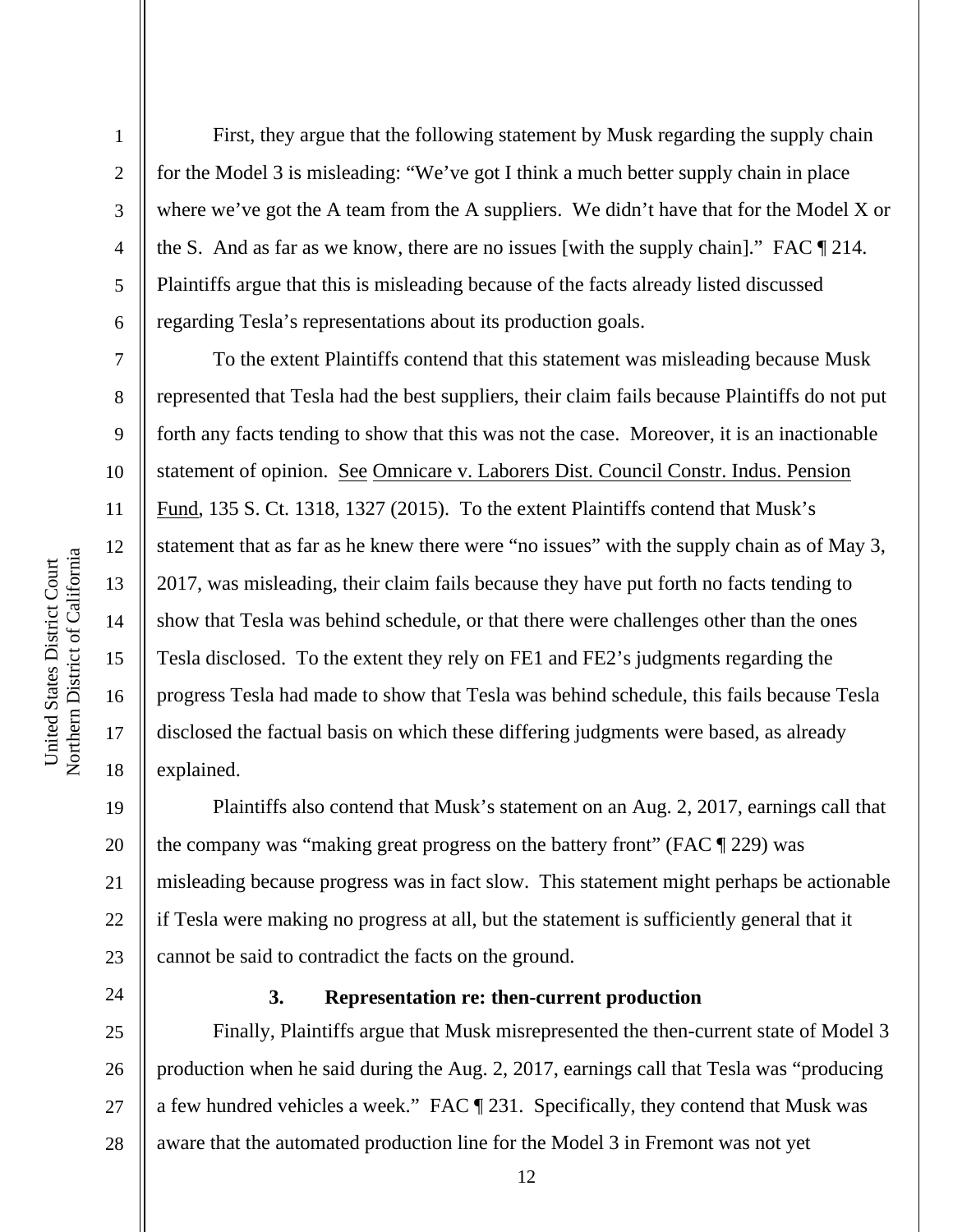First, they argue that the following statement by Musk regarding the supply chain for the Model 3 is misleading: "We've got I think a much better supply chain in place where we've got the A team from the A suppliers. We didn't have that for the Model X or the S. And as far as we know, there are no issues [with the supply chain]." FAC ¶ 214. Plaintiffs argue that this is misleading because of the facts already listed discussed regarding Tesla's representations about its production goals.

To the extent Plaintiffs contend that this statement was misleading because Musk represented that Tesla had the best suppliers, their claim fails because Plaintiffs do not put forth any facts tending to show that this was not the case. Moreover, it is an inactionable statement of opinion. See Omnicare v. Laborers Dist. Council Constr. Indus. Pension Fund, 135 S. Ct. 1318, 1327 (2015). To the extent Plaintiffs contend that Musk's statement that as far as he knew there were "no issues" with the supply chain as of May 3, 2017, was misleading, their claim fails because they have put forth no facts tending to show that Tesla was behind schedule, or that there were challenges other than the ones Tesla disclosed. To the extent they rely on FE1 and FE2's judgments regarding the progress Tesla had made to show that Tesla was behind schedule, this fails because Tesla disclosed the factual basis on which these differing judgments were based, as already explained.

Plaintiffs also contend that Musk's statement on an Aug. 2, 2017, earnings call that the company was "making great progress on the battery front" (FAC ¶ 229) was misleading because progress was in fact slow. This statement might perhaps be actionable if Tesla were making no progress at all, but the statement is sufficiently general that it cannot be said to contradict the facts on the ground.

### 3. Representation re: then-current production

Finally, Plaintiffs argue that Musk misrepresented the then-current state of Model 3 production when he said during the Aug. 2, 2017, earnings call that Tesla was "producing a few hundred vehicles a week." FAC ¶ 231. Specifically, they contend that Musk was aware that the automated production line for the Model 3 in Fremont was not yet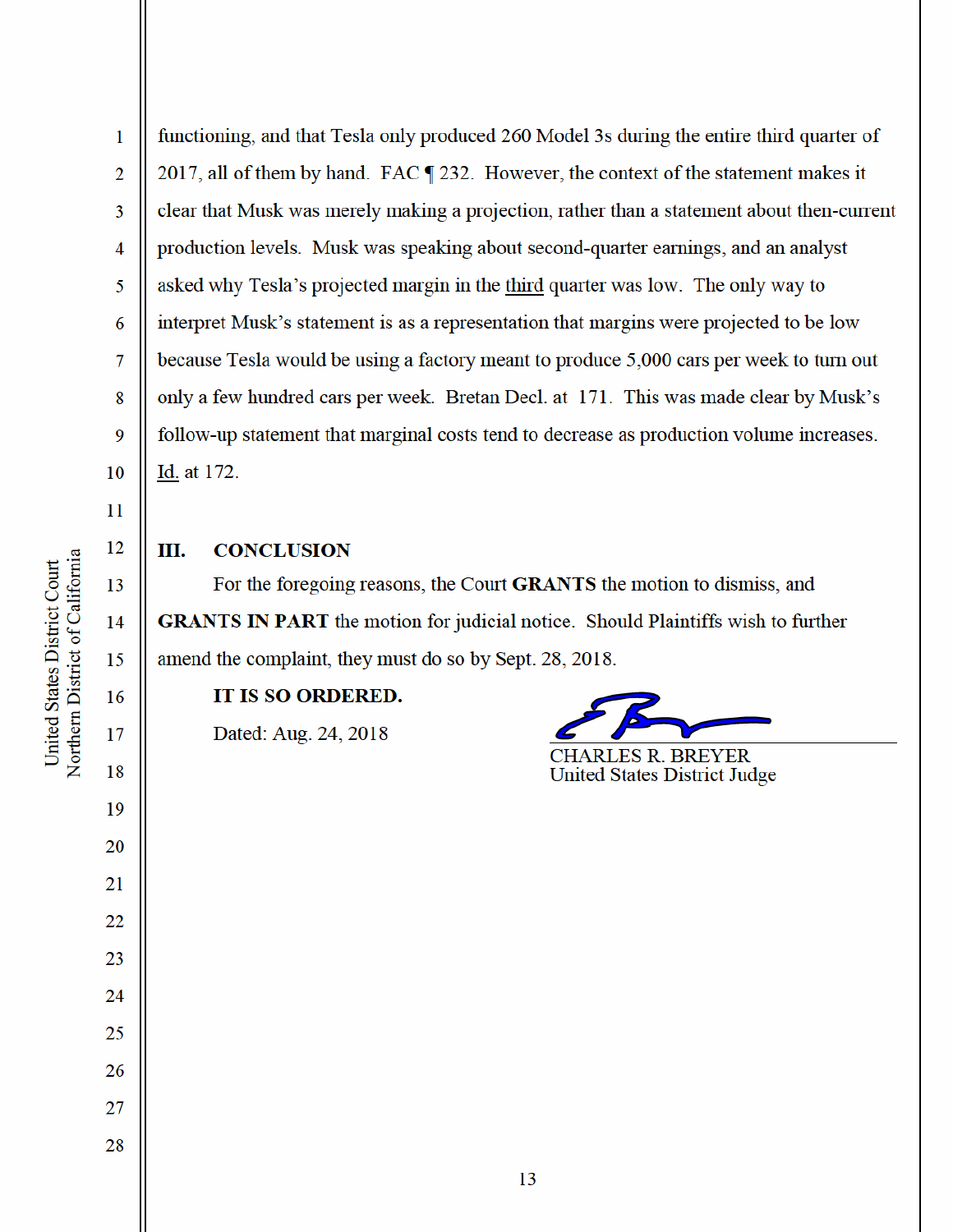functioning, and that Tesla only produced 260 Model 3s during the entire third quarter of 2017, all of them by hand. FAC ¶ 232. However, the context of the statement makes it clear that Musk was merely making a projection, rather than a statement about then-current production levels. Musk was speaking about second-quarter earnings, and an analyst asked why Tesla's projected margin in the third quarter was low. The only way to interpret Musk's statement is as a representation that margins were projected to be low because Tesla would be using a factory meant to produce 5,000 cars per week to turn out only a few hundred cars per week. Bretan Decl. at 171. This was made clear by Musk's follow-up statement that marginal costs tend to decrease as production volume increases. Id. at 172.

## III. CONCLUSION

For the foregoing reasons, the Court **GRANTS** the motion to dismiss, and **GRANTS IN PART** the motion for judicial notice. Should Plaintiffs wish to further amend the complaint, they must do so by Sept. 28, 2018.

**IT IS SO ORDERED.**

Dated: Aug. 24, 2018

CHARLES R. BREYER
United States District Judge